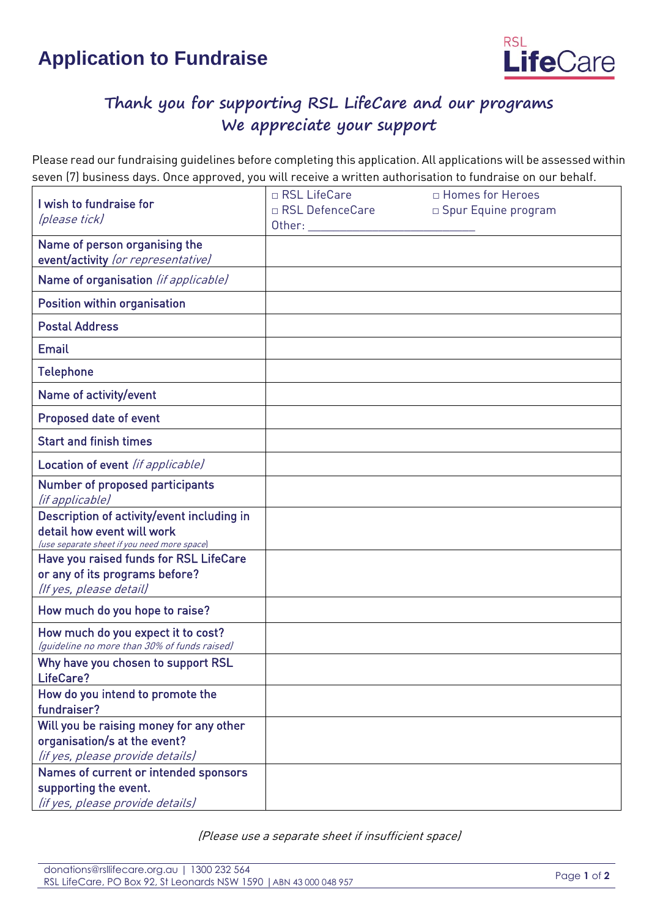# Application to Fundraise

RSL **Life**Care

## Thank you for supporting RSL LifeCare and our programs
## We appreciate your support

Please read our fundraising guidelines before completing this application. All applications will be assessed within seven (7) business days. Once approved, you will receive a written authorisation to fundraise on our behalf.

| | |
|---|---|
| I wish to fundraise for *(please tick)* | □ RSL LifeCare □ Homes for Heroes □ RSL DefenceCare □ Spur Equine program Other: ___________________________ |
| Name of person organising the event/activity *(or representative)* | |
| Name of organisation *(if applicable)* | |
| Position within organisation | |
| Postal Address | |
| Email | |
| Telephone | |
| Name of activity/event | |
| Proposed date of event | |
| Start and finish times | |
| Location of event *(if applicable)* | |
| Number of proposed participants *(if applicable)* | |
| Description of activity/event including in detail how event will work *(use separate sheet if you need more space)* | |
| Have you raised funds for RSL LifeCare or any of its programs before? *(If yes, please detail)* | |
| How much do you hope to raise? | |
| How much do you expect it to cost? *(guideline no more than 30% of funds raised)* | |
| Why have you chosen to support RSL LifeCare? | |
| How do you intend to promote the fundraiser? | |
| Will you be raising money for any other organisation/s at the event? *(if yes, please provide details)* | |
| Names of current or intended sponsors supporting the event. *(if yes, please provide details)* | |

*(Please use a separate sheet if insufficient space)*

donations@rsllifecare.org.au | 1300 232 564
RSL LifeCare, PO Box 92, St Leonards NSW 1590 | ABN 43 000 048 957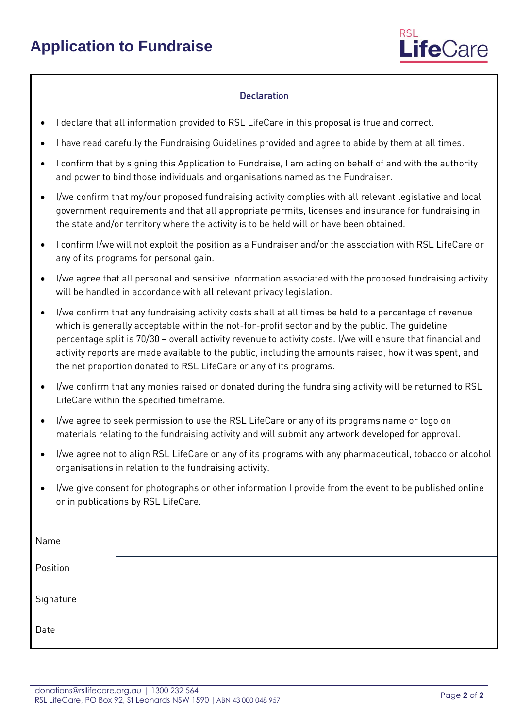# Application to Fundraise

RSL LifeCare

## Declaration

- I declare that all information provided to RSL LifeCare in this proposal is true and correct.
- I have read carefully the Fundraising Guidelines provided and agree to abide by them at all times.
- I confirm that by signing this Application to Fundraise, I am acting on behalf of and with the authority and power to bind those individuals and organisations named as the Fundraiser.
- I/we confirm that my/our proposed fundraising activity complies with all relevant legislative and local government requirements and that all appropriate permits, licenses and insurance for fundraising in the state and/or territory where the activity is to be held will or have been obtained.
- I confirm I/we will not exploit the position as a Fundraiser and/or the association with RSL LifeCare or any of its programs for personal gain.
- I/we agree that all personal and sensitive information associated with the proposed fundraising activity will be handled in accordance with all relevant privacy legislation.
- I/we confirm that any fundraising activity costs shall at all times be held to a percentage of revenue which is generally acceptable within the not-for-profit sector and by the public. The guideline percentage split is 70/30 – overall activity revenue to activity costs. I/we will ensure that financial and activity reports are made available to the public, including the amounts raised, how it was spent, and the net proportion donated to RSL LifeCare or any of its programs.
- I/we confirm that any monies raised or donated during the fundraising activity will be returned to RSL LifeCare within the specified timeframe.
- I/we agree to seek permission to use the RSL LifeCare or any of its programs name or logo on materials relating to the fundraising activity and will submit any artwork developed for approval.
- I/we agree not to align RSL LifeCare or any of its programs with any pharmaceutical, tobacco or alcohol organisations in relation to the fundraising activity.
- I/we give consent for photographs or other information I provide from the event to be published online or in publications by RSL LifeCare.

Name ______________________________

Position ______________________________

Signature ______________________________

Date ______________________________

donations@rsllifecare.org.au | 1300 232 564
RSL LifeCare, PO Box 92, St Leonards NSW 1590 | ABN 43 000 048 957